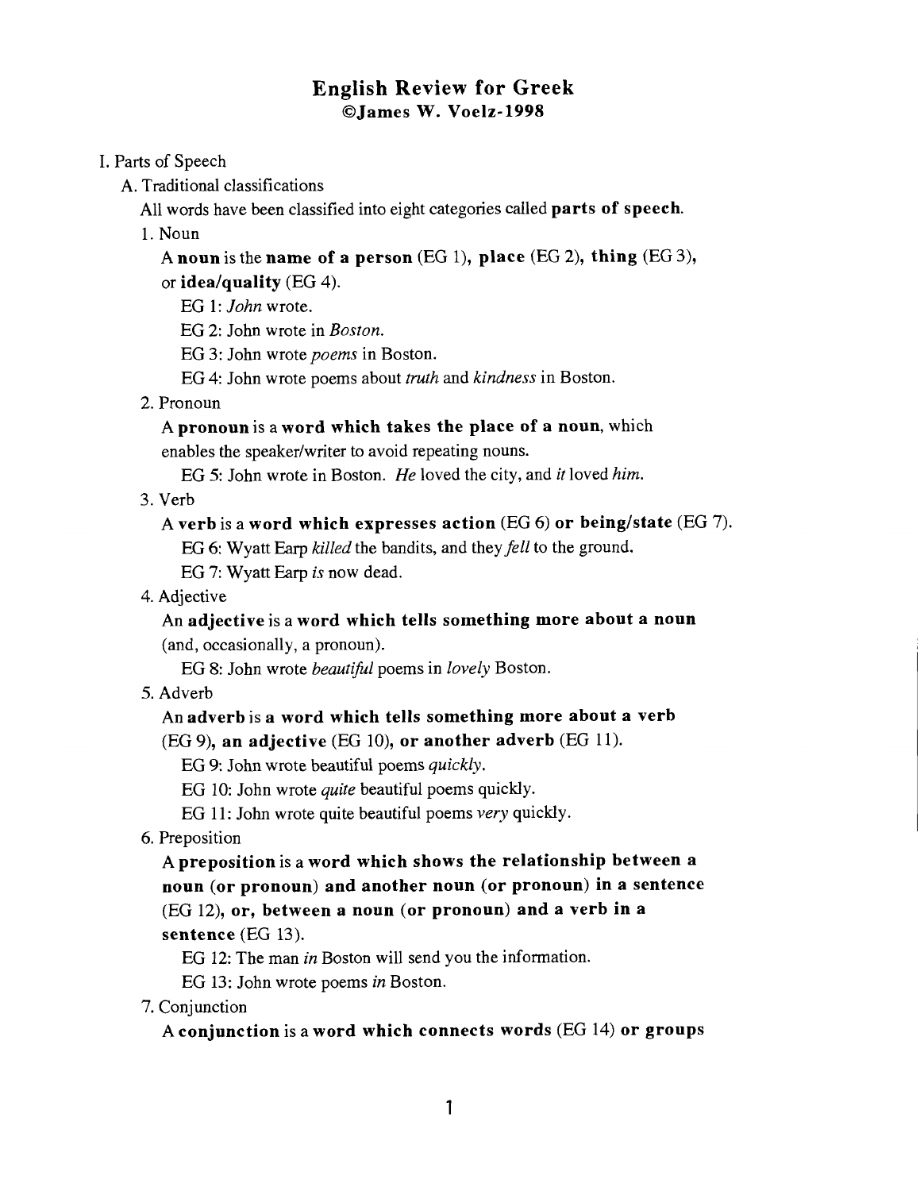# English Review for Greek
## ©James W. Voelz-1998

I. Parts of Speech

A. Traditional classifications

All words have been classified into eight categories called **parts of speech**.

1. Noun

A **noun** is the **name of a person** (EG 1), **place** (EG 2), **thing** (EG 3), or **idea/quality** (EG 4).

EG 1: *John* wrote.

EG 2: John wrote in *Boston.*

EG 3: John wrote *poems* in Boston.

EG 4: John wrote poems about *truth* and *kindness* in Boston.

2. Pronoun

A **pronoun** is a **word which takes the place of a noun**, which enables the speaker/writer to avoid repeating nouns.

EG 5: John wrote in Boston. *He* loved the city, and *it* loved *him.*

3. Verb

A **verb** is a **word which expresses action** (EG 6) **or being/state** (EG 7).

EG 6: Wyatt Earp *killed* the bandits, and they *fell* to the ground.

EG 7: Wyatt Earp *is* now dead.

4. Adjective

An **adjective** is a **word which tells something more about a noun** (and, occasionally, a pronoun).

EG 8: John wrote *beautiful* poems in *lovely* Boston.

5. Adverb

An **adverb** is **a word which tells something more about a verb** (EG 9), **an adjective** (EG 10), **or another adverb** (EG 11).

EG 9: John wrote beautiful poems *quickly.*

EG 10: John wrote *quite* beautiful poems quickly.

EG 11: John wrote quite beautiful poems *very* quickly.

6. Preposition

A **preposition** is a **word which shows the relationship between a noun (or pronoun) and another noun (or pronoun) in a sentence** (EG 12), **or, between a noun (or pronoun) and a verb in a sentence** (EG 13).

EG 12: The man *in* Boston will send you the information.

EG 13: John wrote poems *in* Boston.

7. Conjunction

A **conjunction** is a **word which connects words** (EG 14) **or groups**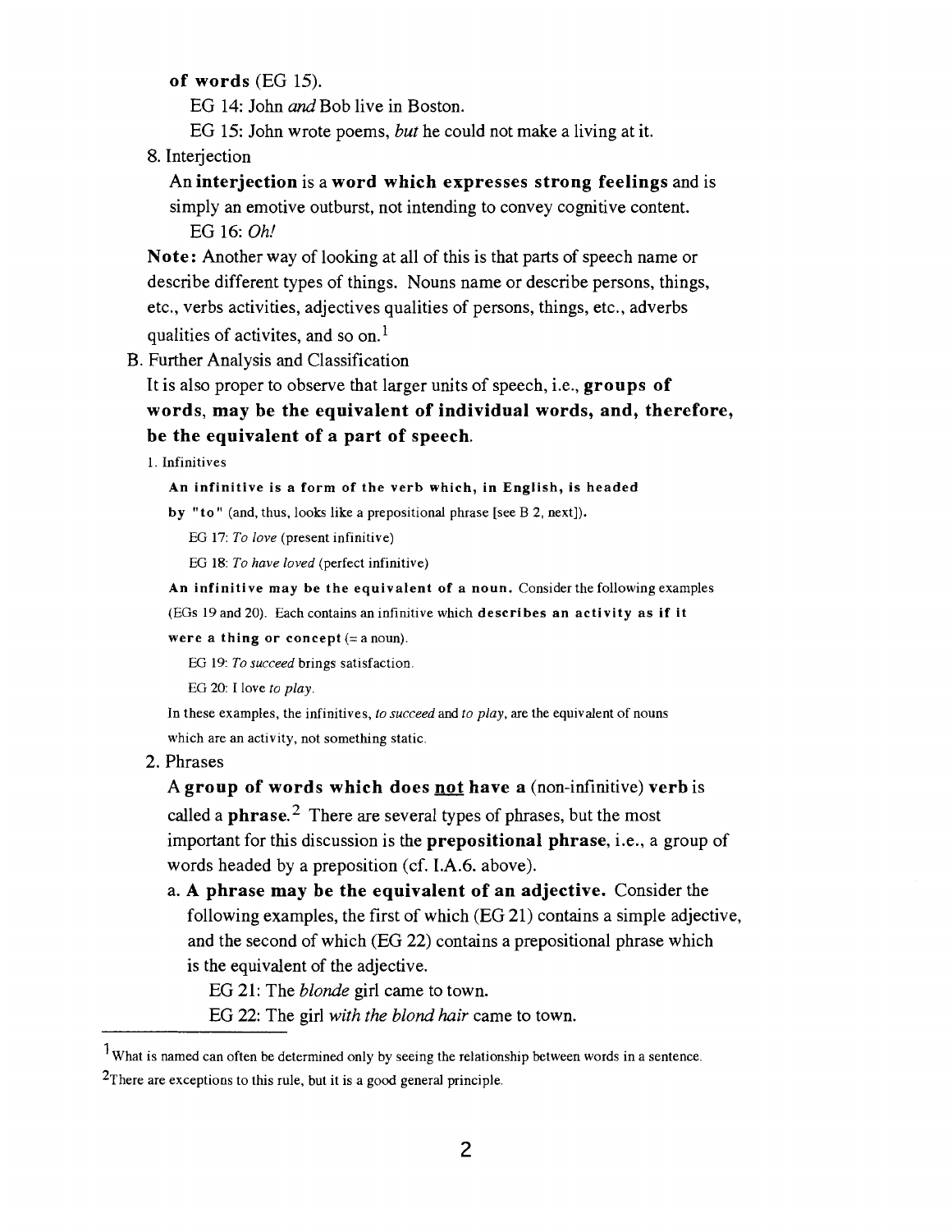**of words** (EG 15).

EG 14: John *and* Bob live in Boston.

EG 15: John wrote poems, *but* he could not make a living at it.

8. Interjection

An **interjection** is a **word which expresses strong feelings** and is simply an emotive outburst, not intending to convey cognitive content.

EG 16: *Oh!*

**Note:** Another way of looking at all of this is that parts of speech name or describe different types of things. Nouns name or describe persons, things, etc., verbs activities, adjectives qualities of persons, things, etc., adverbs qualities of activites, and so on.[1]

B. Further Analysis and Classification

It is also proper to observe that larger units of speech, i.e., **groups of words, may be the equivalent of individual words, and, therefore, be the equivalent of a part of speech.**

1. Infinitives

**An infinitive is a form of the verb which, in English, is headed by "to"** (and, thus, looks like a prepositional phrase [see B 2, next]).

EG 17: *To love* (present infinitive)

EG 18: *To have loved* (perfect infinitive)

**An infinitive may be the equivalent of a noun.** Consider the following examples (EGs 19 and 20). Each contains an infinitive which **describes an activity as if it were a thing or concept** (= a noun).

EG 19: *To succeed* brings satisfaction.

EG 20: I love *to play*.

In these examples, the infinitives, *to succeed* and *to play*, are the equivalent of nouns which are an activity, not something static.

2. Phrases

A **group of words which does <u>not</u> have a** (non-infinitive) **verb** is called a **phrase.**[2] There are several types of phrases, but the most important for this discussion is the **prepositional phrase**, i.e., a group of words headed by a preposition (cf. I.A.6. above).

a. **A phrase may be the equivalent of an adjective.** Consider the following examples, the first of which (EG 21) contains a simple adjective, and the second of which (EG 22) contains a prepositional phrase which is the equivalent of the adjective.

EG 21: The *blonde* girl came to town.

EG 22: The girl *with the blond hair* came to town.

---

[1] What is named can often be determined only by seeing the relationship between words in a sentence.

[2] There are exceptions to this rule, but it is a good general principle.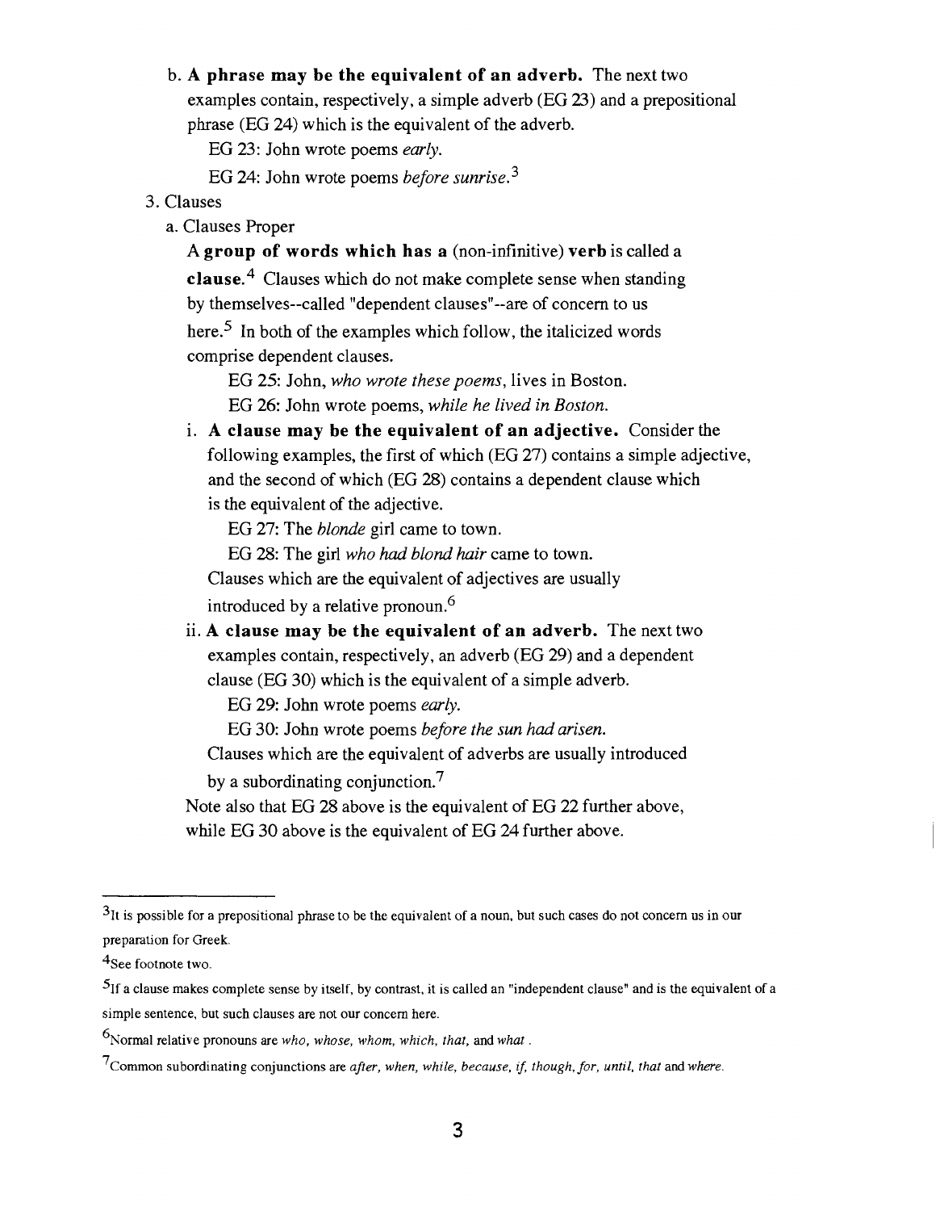b. **A phrase may be the equivalent of an adverb.** The next two examples contain, respectively, a simple adverb (EG 23) and a prepositional phrase (EG 24) which is the equivalent of the adverb.

EG 23: John wrote poems *early.*

EG 24: John wrote poems *before sunrise.*[3]

3. Clauses

a. Clauses Proper

A **group of words which has a** (non-infinitive) **verb** is called a **clause.**[4] Clauses which do not make complete sense when standing by themselves--called "dependent clauses"--are of concern to us here.[5] In both of the examples which follow, the italicized words comprise dependent clauses.

EG 25: John, *who wrote these poems,* lives in Boston.

EG 26: John wrote poems, *while he lived in Boston.*

i. **A clause may be the equivalent of an adjective.** Consider the following examples, the first of which (EG 27) contains a simple adjective, and the second of which (EG 28) contains a dependent clause which is the equivalent of the adjective.

EG 27: The *blonde* girl came to town.

EG 28: The girl *who had blond hair* came to town.

Clauses which are the equivalent of adjectives are usually introduced by a relative pronoun.[6]

ii. **A clause may be the equivalent of an adverb.** The next two examples contain, respectively, an adverb (EG 29) and a dependent clause (EG 30) which is the equivalent of a simple adverb.

EG 29: John wrote poems *early.*

EG 30: John wrote poems *before the sun had arisen.*

Clauses which are the equivalent of adverbs are usually introduced by a subordinating conjunction.[7]

Note also that EG 28 above is the equivalent of EG 22 further above, while EG 30 above is the equivalent of EG 24 further above.

---

[3]It is possible for a prepositional phrase to be the equivalent of a noun, but such cases do not concern us in our preparation for Greek.

[4]See footnote two.

[5]If a clause makes complete sense by itself, by contrast, it is called an "independent clause" and is the equivalent of a simple sentence, but such clauses are not our concern here.

[6]Normal relative pronouns are *who, whose, whom, which, that,* and *what*.

[7]Common subordinating conjunctions are *after, when, while, because, if, though, for, until, that* and *where.*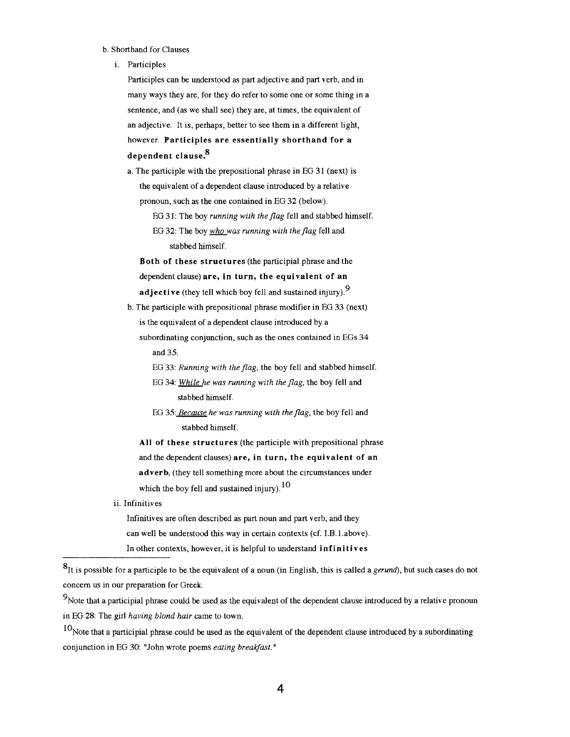b. Shorthand for Clauses

i. Participles

Participles can be understood as part adjective and part verb, and in many ways they are, for they do refer to some one or some thing in a sentence, and (as we shall see) they are, at times, the equivalent of an adjective. It is, perhaps, better to see them in a different light, however. **Participles are essentially shorthand for a dependent clause.**[8]

a. The participle with the prepositional phrase in EG 31 (next) is the equivalent of a dependent clause introduced by a relative pronoun, such as the one contained in EG 32 (below).

EG 31: The boy *running with the flag* fell and stabbed himself.

EG 32: The boy *who was running with the flag* fell and stabbed himself.

**Both of these structures** (the participial phrase and the dependent clause) **are, in turn, the equivalent of an adjective** (they tell which boy fell and sustained injury).[9]

b. The participle with prepositional phrase modifier in EG 33 (next) is the equivalent of a dependent clause introduced by a subordinating conjunction, such as the ones contained in EGs 34 and 35.

EG 33: *Running with the flag,* the boy fell and stabbed himself.

EG 34: *While he was running with the flag,* the boy fell and stabbed himself.

EG 35: *Because he was running with the flag,* the boy fell and stabbed himself.

**All of these structures** (the participle with prepositional phrase and the dependent clauses) **are, in turn, the equivalent of an adverb,** (they tell something more about the circumstances under which the boy fell and sustained injury).[10]

ii. Infinitives

Infinitives are often described as part noun and part verb, and they can well be understood this way in certain contexts (cf. I.B.1.above). In other contexts, however, it is helpful to understand **infinitives**

---

[8] It is possible for a participle to be the equivalent of a noun (in English, this is called a *gerund*), but such cases do not concern us in our preparation for Greek.

[9] Note that a participial phrase could be used as the equivalent of the dependent clause introduced by a relative pronoun in EG 28: The girl *having blond hair* came to town.

[10] Note that a participial phrase could be used as the equivalent of the dependent clause introduced by a subordinating conjunction in EG 30: "John wrote poems *eating breakfast.*"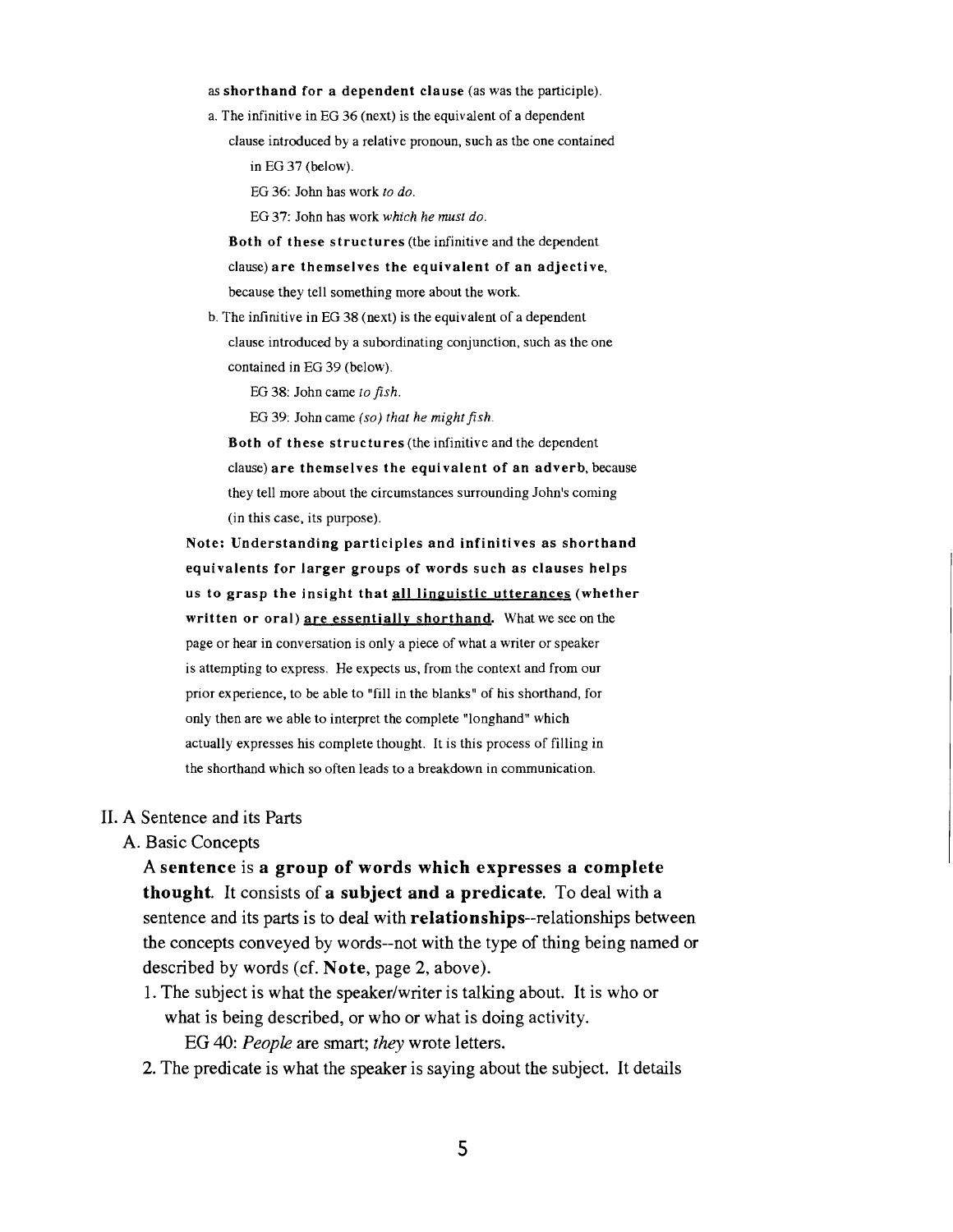as **shorthand for a dependent clause** (as was the participle).

a. The infinitive in EG 36 (next) is the equivalent of a dependent clause introduced by a relative pronoun, such as the one contained in EG 37 (below).

   EG 36: John has work *to do*.

   EG 37: John has work *which he must do*.

   **Both of these structures** (the infinitive and the dependent clause) **are themselves the equivalent of an adjective**, because they tell something more about the work.

b. The infinitive in EG 38 (next) is the equivalent of a dependent clause introduced by a subordinating conjunction, such as the one contained in EG 39 (below).

   EG 38: John came *to fish*.

   EG 39: John came *(so) that he might fish*.

   **Both of these structures** (the infinitive and the dependent clause) **are themselves the equivalent of an adverb**, because they tell more about the circumstances surrounding John's coming (in this case, its purpose).

**Note: Understanding participles and infinitives as shorthand equivalents for larger groups of words such as clauses helps us to grasp the insight that <u>all linguistic utterances</u> (whether written or oral) <u>are essentially shorthand</u>.** What we see on the page or hear in conversation is only a piece of what a writer or speaker is attempting to express. He expects us, from the context and from our prior experience, to be able to "fill in the blanks" of his shorthand, for only then are we able to interpret the complete "longhand" which actually expresses his complete thought. It is this process of filling in the shorthand which so often leads to a breakdown in communication.

## II. A Sentence and its Parts

### A. Basic Concepts

A **sentence** is **a group of words which expresses a complete thought**. It consists of **a subject and a predicate**. To deal with a sentence and its parts is to deal with **relationships**--relationships between the concepts conveyed by words--not with the type of thing being named or described by words (cf. **Note**, page 2, above).

1. The subject is what the speaker/writer is talking about. It is who or what is being described, or who or what is doing activity.

   EG 40: *People* are smart; *they* wrote letters.

2. The predicate is what the speaker is saying about the subject. It details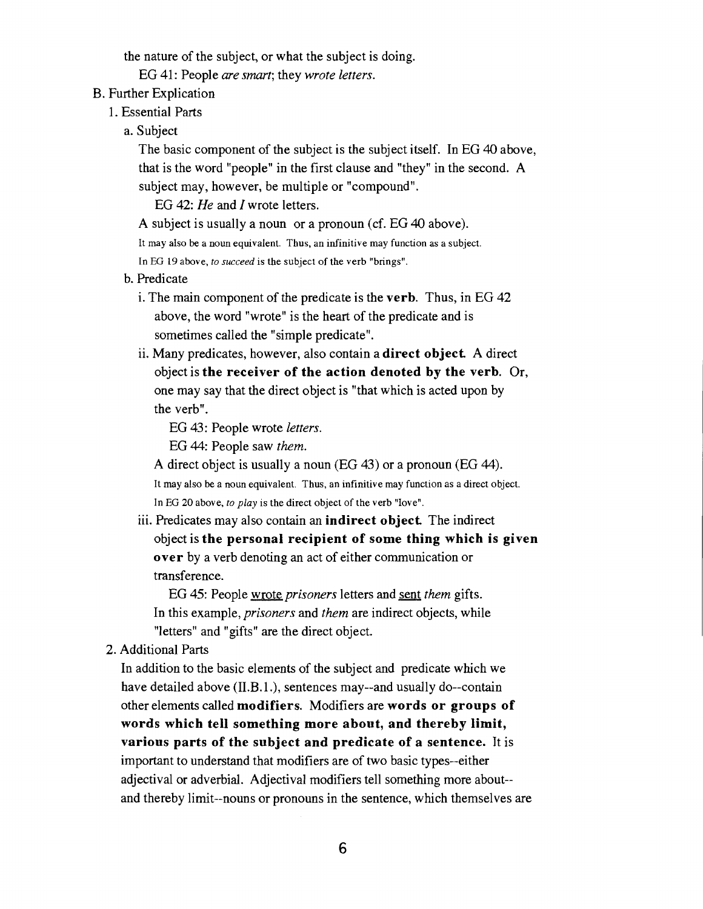the nature of the subject, or what the subject is doing.

EG 41: People *are smart*; they *wrote letters*.

B. Further Explication

1. Essential Parts

a. Subject

The basic component of the subject is the subject itself. In EG 40 above, that is the word "people" in the first clause and "they" in the second. A subject may, however, be multiple or "compound".

EG 42: *He* and *I* wrote letters.

A subject is usually a noun or a pronoun (cf. EG 40 above).

It may also be a noun equivalent. Thus, an infinitive may function as a subject. In EG 19 above, *to succeed* is the subject of the verb "brings".

b. Predicate

i. The main component of the predicate is the **verb**. Thus, in EG 42 above, the word "wrote" is the heart of the predicate and is sometimes called the "simple predicate".

ii. Many predicates, however, also contain a **direct object**. A direct object is **the receiver of the action denoted by the verb**. Or, one may say that the direct object is "that which is acted upon by the verb".

EG 43: People wrote *letters*.

EG 44: People saw *them*.

A direct object is usually a noun (EG 43) or a pronoun (EG 44).

It may also be a noun equivalent. Thus, an infinitive may function as a direct object. In EG 20 above, *to play* is the direct object of the verb "love".

iii. Predicates may also contain an **indirect object**. The indirect object is **the personal recipient of some thing which is given over** by a verb denoting an act of either communication or transference.

EG 45: People <u>wrote</u> *prisoners* letters and <u>sent</u> *them* gifts.

In this example, *prisoners* and *them* are indirect objects, while "letters" and "gifts" are the direct object.

2. Additional Parts

In addition to the basic elements of the subject and predicate which we have detailed above (II.B.1.), sentences may--and usually do--contain other elements called **modifiers**. Modifiers are **words or groups of words which tell something more about, and thereby limit, various parts of the subject and predicate of a sentence.** It is important to understand that modifiers are of two basic types--either adjectival or adverbial. Adjectival modifiers tell something more about--and thereby limit--nouns or pronouns in the sentence, which themselves are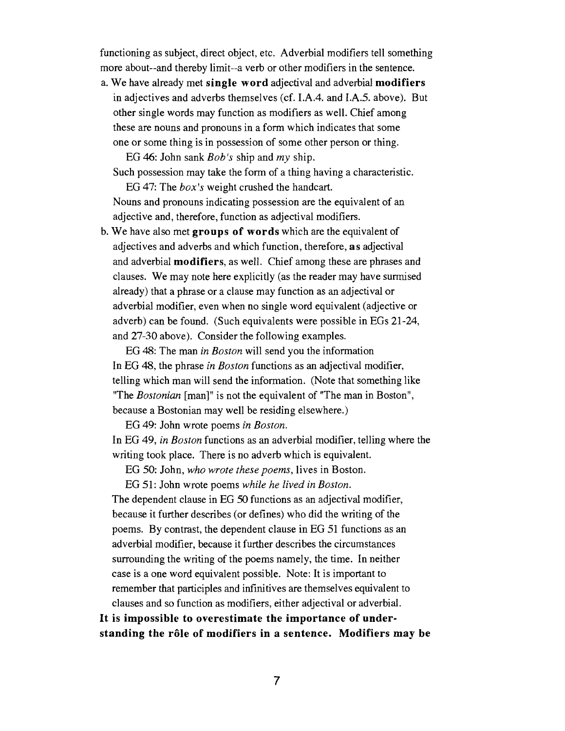functioning as subject, direct object, etc. Adverbial modifiers tell something more about--and thereby limit--a verb or other modifiers in the sentence.

a. We have already met **single word** adjectival and adverbial **modifiers** in adjectives and adverbs themselves (cf. I.A.4. and I.A.5. above). But other single words may function as modifiers as well. Chief among these are nouns and pronouns in a form which indicates that some one or some thing is in possession of some other person or thing.

   EG 46: John sank *Bob's* ship and *my* ship.

   Such possession may take the form of a thing having a characteristic.

   EG 47: The *box's* weight crushed the handcart.

   Nouns and pronouns indicating possession are the equivalent of an adjective and, therefore, function as adjectival modifiers.

b. We have also met **groups of words** which are the equivalent of adjectives and adverbs and which function, therefore, **as** adjectival and adverbial **modifiers**, as well. Chief among these are phrases and clauses. We may note here explicitly (as the reader may have surmised already) that a phrase or a clause may function as an adjectival or adverbial modifier, even when no single word equivalent (adjective or adverb) can be found. (Such equivalents were possible in EGs 21-24, and 27-30 above). Consider the following examples.

   EG 48: The man *in Boston* will send you the information

   In EG 48, the phrase *in Boston* functions as an adjectival modifier, telling which man will send the information. (Note that something like "The *Bostonian* [man]" is not the equivalent of "The man in Boston", because a Bostonian may well be residing elsewhere.)

   EG 49: John wrote poems *in Boston.*

   In EG 49, *in Boston* functions as an adverbial modifier, telling where the writing took place. There is no adverb which is equivalent.

   EG 50: John, *who wrote these poems*, lives in Boston.

   EG 51: John wrote poems *while he lived in Boston.*

   The dependent clause in EG 50 functions as an adjectival modifier, because it further describes (or defines) who did the writing of the poems. By contrast, the dependent clause in EG 51 functions as an adverbial modifier, because it further describes the circumstances surrounding the writing of the poems namely, the time. In neither case is a one word equivalent possible. Note: It is important to remember that participles and infinitives are themselves equivalent to clauses and so function as modifiers, either adjectival or adverbial.

**It is impossible to overestimate the importance of understanding the rôle of modifiers in a sentence. Modifiers may be**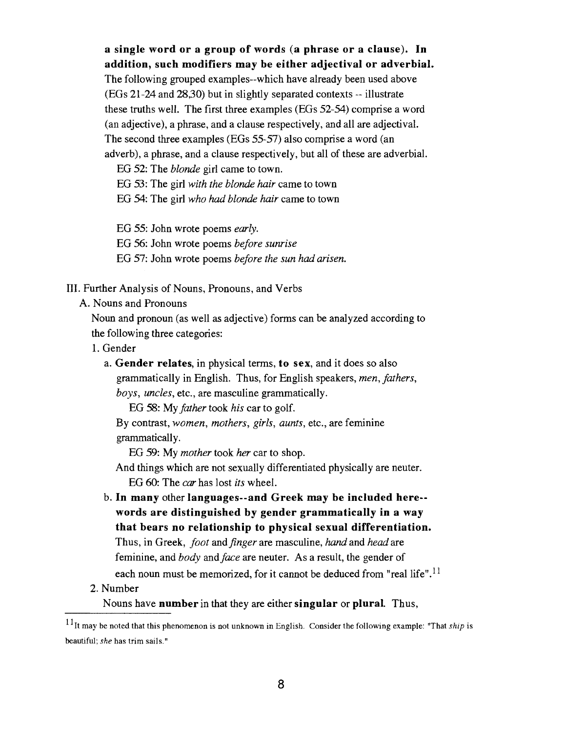**a single word or a group of words (a phrase or a clause). In addition, such modifiers may be either adjectival or adverbial.** The following grouped examples--which have already been used above (EGs 21-24 and 28,30) but in slightly separated contexts -- illustrate these truths well. The first three examples (EGs 52-54) comprise a word (an adjective), a phrase, and a clause respectively, and all are adjectival. The second three examples (EGs 55-57) also comprise a word (an adverb), a phrase, and a clause respectively, but all of these are adverbial.

EG 52: The *blonde* girl came to town.

EG 53: The girl *with the blonde hair* came to town

EG 54: The girl *who had blonde hair* came to town

EG 55: John wrote poems *early.*

EG 56: John wrote poems *before sunrise*

EG 57: John wrote poems *before the sun had arisen.*

## III. Further Analysis of Nouns, Pronouns, and Verbs

### A. Nouns and Pronouns

Noun and pronoun (as well as adjective) forms can be analyzed according to the following three categories:

#### 1. Gender

a. **Gender relates**, in physical terms, **to sex**, and it does so also grammatically in English. Thus, for English speakers, *men, fathers, boys, uncles*, etc., are masculine grammatically.

EG 58: My *father* took *his* car to golf.

By contrast, *women, mothers, girls, aunts*, etc., are feminine grammatically.

EG 59: My *mother* took *her* car to shop.

And things which are not sexually differentiated physically are neuter.

EG 60: The *car* has lost *its* wheel.

b. **In many other languages--and Greek may be included here--words are distinguished by gender grammatically in a way that bears no relationship to physical sexual differentiation.** Thus, in Greek, *foot* and *finger* are masculine, *hand* and *head* are feminine, and *body* and *face* are neuter. As a result, the gender of each noun must be memorized, for it cannot be deduced from "real life".[11]

#### 2. Number

Nouns have **number** in that they are either **singular** or **plural**. Thus,

---

[11] It may be noted that this phenomenon is not unknown in English. Consider the following example: "That *ship* is beautiful; *she* has trim sails."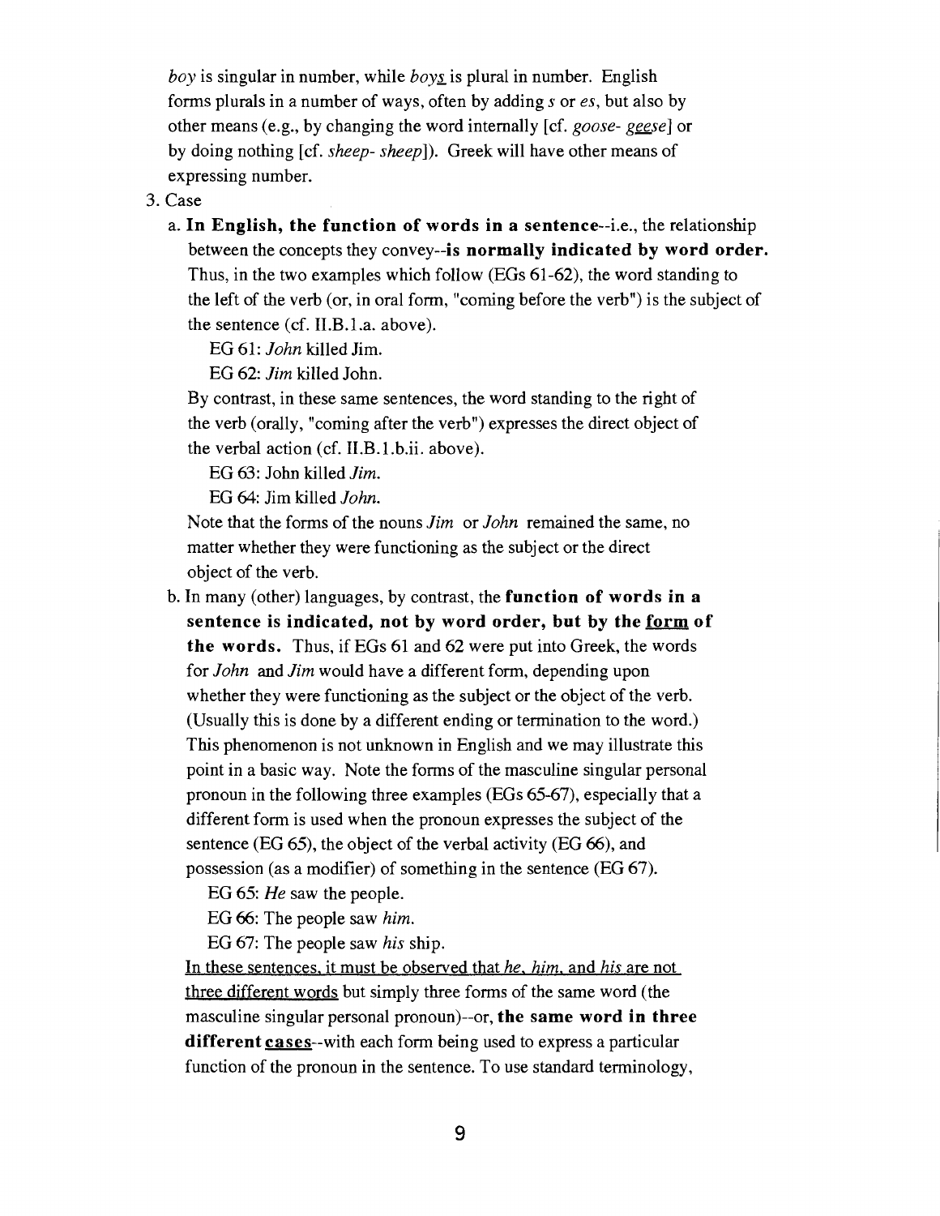*boy* is singular in number, while *boys* is plural in number. English forms plurals in a number of ways, often by adding *s* or *es*, but also by other means (e.g., by changing the word internally [cf. *goose- geese*] or by doing nothing [cf. *sheep- sheep*]). Greek will have other means of expressing number.

3. Case

   a. **In English, the function of words in a sentence**--i.e., the relationship between the concepts they convey--**is normally indicated by word order.** Thus, in the two examples which follow (EGs 61-62), the word standing to the left of the verb (or, in oral form, "coming before the verb") is the subject of the sentence (cf. II.B.1.a. above).

      EG 61: *John* killed Jim.

      EG 62: *Jim* killed John.

      By contrast, in these same sentences, the word standing to the right of the verb (orally, "coming after the verb") expresses the direct object of the verbal action (cf. II.B.1.b.ii. above).

      EG 63: John killed *Jim.*

      EG 64: Jim killed *John.*

      Note that the forms of the nouns *Jim* or *John* remained the same, no matter whether they were functioning as the subject or the direct object of the verb.

   b. In many (other) languages, by contrast, the **function of words in a sentence is indicated, not by word order, but by the <u>form</u> of the words.** Thus, if EGs 61 and 62 were put into Greek, the words for *John* and *Jim* would have a different form, depending upon whether they were functioning as the subject or the object of the verb. (Usually this is done by a different ending or termination to the word.) This phenomenon is not unknown in English and we may illustrate this point in a basic way. Note the forms of the masculine singular personal pronoun in the following three examples (EGs 65-67), especially that a different form is used when the pronoun expresses the subject of the sentence (EG 65), the object of the verbal activity (EG 66), and possession (as a modifier) of something in the sentence (EG 67).

      EG 65: *He* saw the people.

      EG 66: The people saw *him.*

      EG 67: The people saw *his* ship.

      <u>In these sentences, it must be observed that *he*, *him*, and *his* are not three different words</u> but simply three forms of the same word (the masculine singular personal pronoun)--or, **the same word in three different <u>cases</u>**--with each form being used to express a particular function of the pronoun in the sentence. To use standard terminology,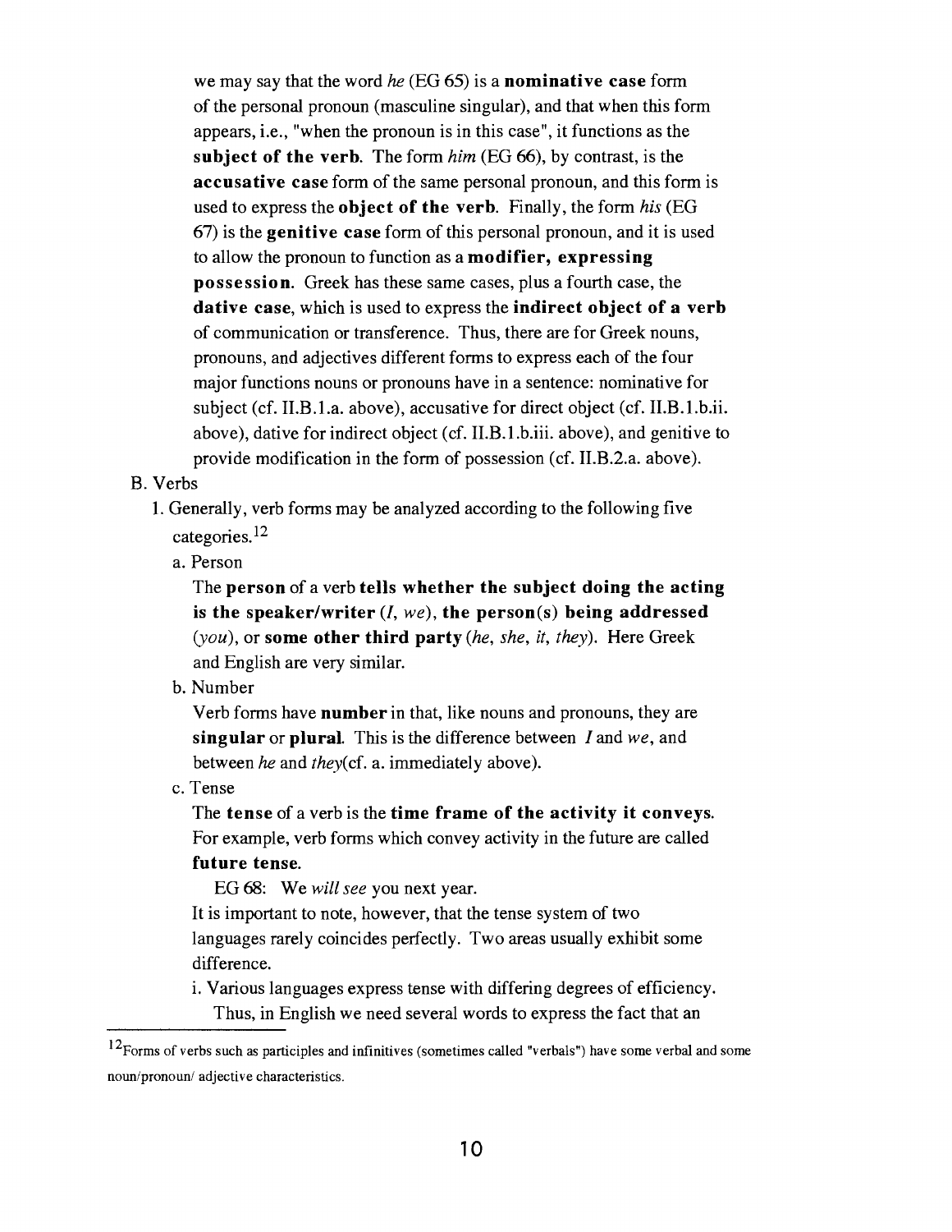we may say that the word *he* (EG 65) is a **nominative case** form of the personal pronoun (masculine singular), and that when this form appears, i.e., "when the pronoun is in this case", it functions as the **subject of the verb**. The form *him* (EG 66), by contrast, is the **accusative case** form of the same personal pronoun, and this form is used to express the **object of the verb**. Finally, the form *his* (EG 67) is the **genitive case** form of this personal pronoun, and it is used to allow the pronoun to function as a **modifier, expressing possession**. Greek has these same cases, plus a fourth case, the **dative case**, which is used to express the **indirect object of a verb** of communication or transference. Thus, there are for Greek nouns, pronouns, and adjectives different forms to express each of the four major functions nouns or pronouns have in a sentence: nominative for subject (cf. II.B.1.a. above), accusative for direct object (cf. II.B.1.b.ii. above), dative for indirect object (cf. II.B.1.b.iii. above), and genitive to provide modification in the form of possession (cf. II.B.2.a. above).

B. Verbs

1. Generally, verb forms may be analyzed according to the following five categories.[12]

   a. Person

   The **person** of a verb **tells whether the subject doing the acting is the speaker/writer** (*I*, *we*), **the person(s) being addressed** (*you*), or **some other third party** (*he*, *she*, *it*, *they*). Here Greek and English are very similar.

   b. Number

   Verb forms have **number** in that, like nouns and pronouns, they are **singular** or **plural**. This is the difference between *I* and *we*, and between *he* and *they*(cf. a. immediately above).

   c. Tense

   The **tense** of a verb is the **time frame of the activity it conveys**. For example, verb forms which convey activity in the future are called **future tense**.

   EG 68: We *will see* you next year.

   It is important to note, however, that the tense system of two languages rarely coincides perfectly. Two areas usually exhibit some difference.

   i. Various languages express tense with differing degrees of efficiency. Thus, in English we need several words to express the fact that an

---

[12] Forms of verbs such as participles and infinitives (sometimes called "verbals") have some verbal and some noun/pronoun/ adjective characteristics.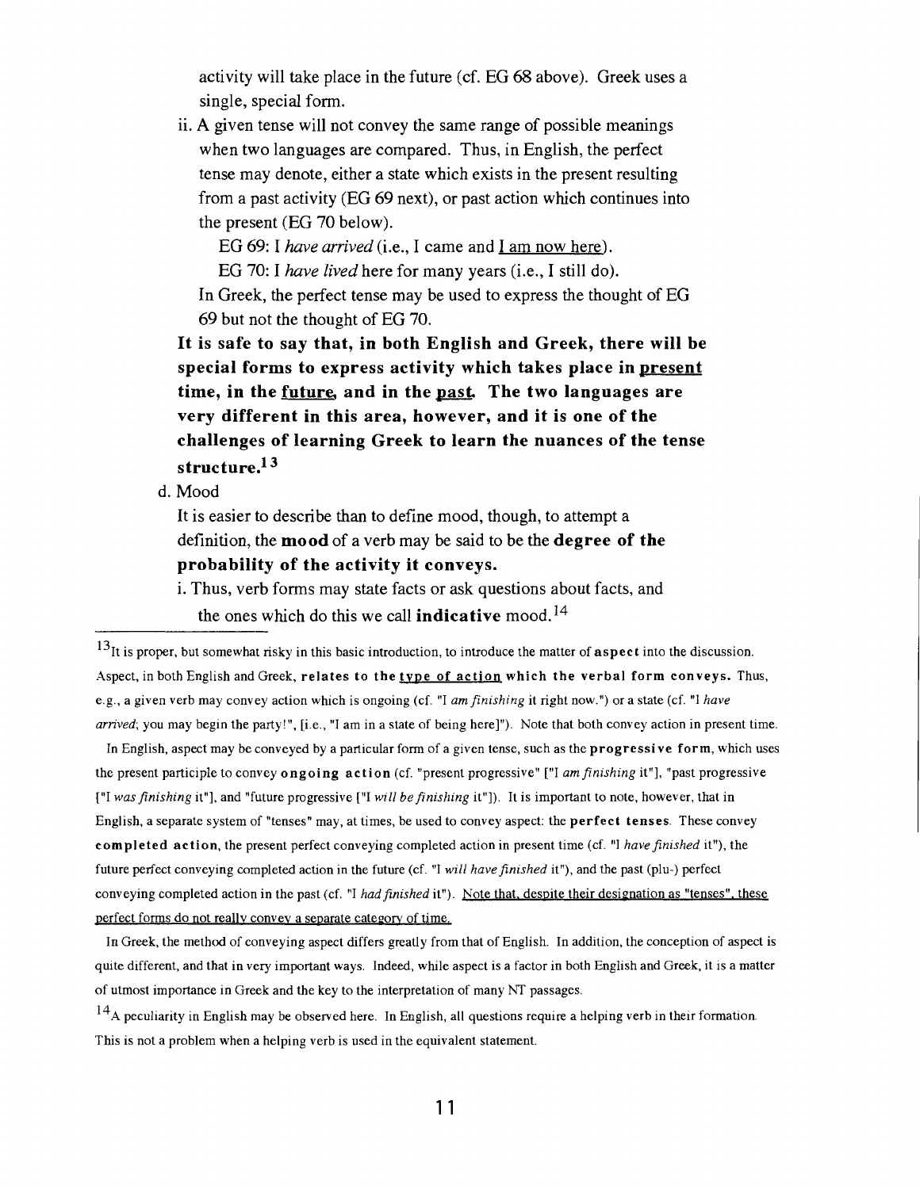activity will take place in the future (cf. EG 68 above). Greek uses a single, special form.

ii. A given tense will not convey the same range of possible meanings when two languages are compared. Thus, in English, the perfect tense may denote, either a state which exists in the present resulting from a past activity (EG 69 next), or past action which continues into the present (EG 70 below).

EG 69: I *have arrived* (i.e., I came and I am now here).

EG 70: I *have lived* here for many years (i.e., I still do).

In Greek, the perfect tense may be used to express the thought of EG 69 but not the thought of EG 70.

**It is safe to say that, in both English and Greek, there will be special forms to express activity which takes place in present time, in the future, and in the past. The two languages are very different in this area, however, and it is one of the challenges of learning Greek to learn the nuances of the tense structure.**[13]

d. Mood

It is easier to describe than to define mood, though, to attempt a definition, the **mood** of a verb may be said to be the **degree of the probability of the activity it conveys.**

i. Thus, verb forms may state facts or ask questions about facts, and the ones which do this we call **indicative** mood.[14]

---

[13] It is proper, but somewhat risky in this basic introduction, to introduce the matter of **aspect** into the discussion. Aspect, in both English and Greek, **relates to the type of action which the verbal form conveys.** Thus, e.g., a given verb may convey action which is ongoing (cf. "I *am finishing* it right now.") or a state (cf. "I *have arrived*; you may begin the party!", [i.e., "I am in a state of being here]"). Note that both convey action in present time.

In English, aspect may be conveyed by a particular form of a given tense, such as the **progressive form**, which uses the present participle to convey **ongoing action** (cf. "present progressive" ["I *am finishing* it"], "past progressive ["I *was finishing* it"], and "future progressive ["I *will be finishing* it"]). It is important to note, however, that in English, a separate system of "tenses" may, at times, be used to convey aspect: the **perfect tenses**. These convey **completed action**, the present perfect conveying completed action in present time (cf. "I *have finished* it"), the future perfect conveying completed action in the future (cf. "I *will have finished* it"), and the past (plu-) perfect conveying completed action in the past (cf. "I *had finished* it"). Note that, despite their designation as "tenses", these perfect forms do not really convey a separate category of time.

In Greek, the method of conveying aspect differs greatly from that of English. In addition, the conception of aspect is quite different, and that in very important ways. Indeed, while aspect is a factor in both English and Greek, it is a matter of utmost importance in Greek and the key to the interpretation of many NT passages.

[14] A peculiarity in English may be observed here. In English, all questions require a helping verb in their formation. This is not a problem when a helping verb is used in the equivalent statement.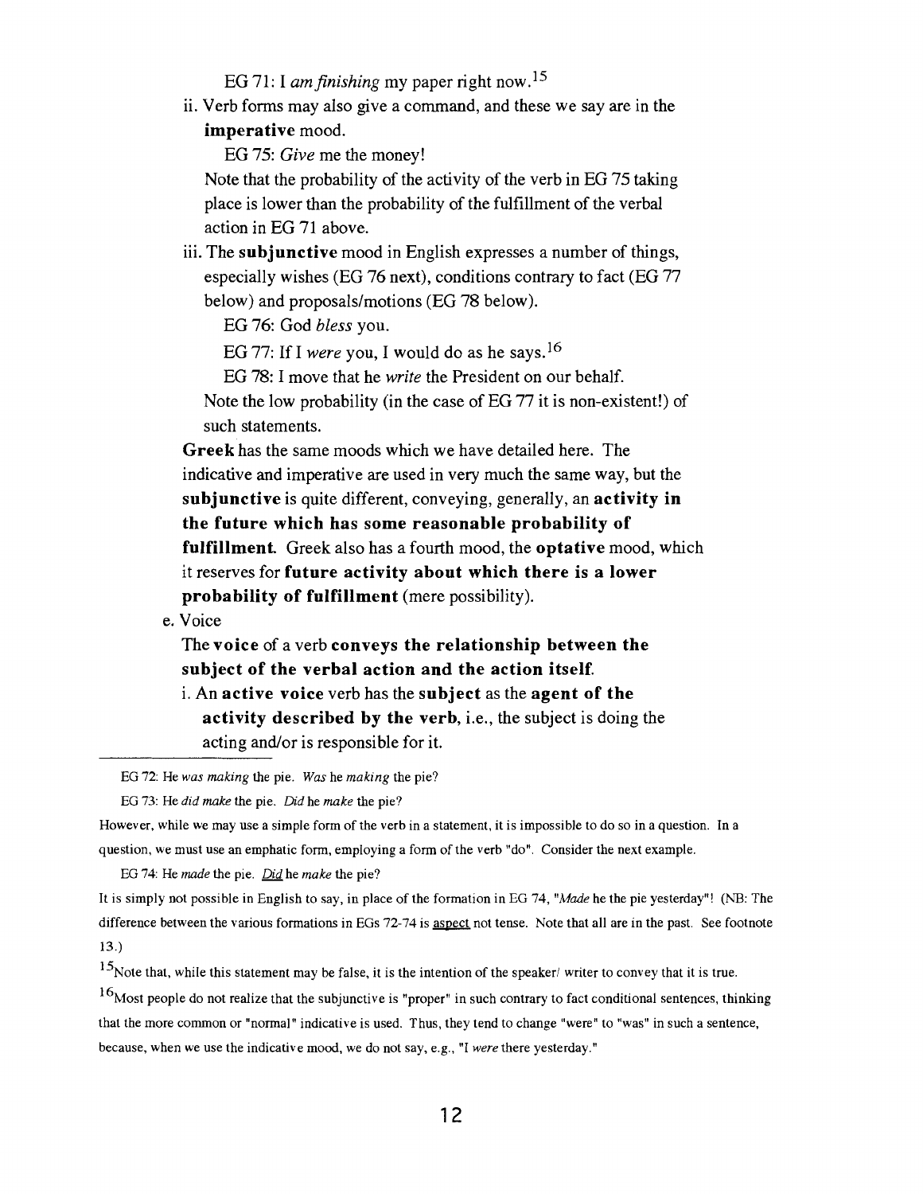EG 71: I *am finishing* my paper right now.[15]

ii. Verb forms may also give a command, and these we say are in the **imperative** mood.

EG 75: *Give* me the money!

Note that the probability of the activity of the verb in EG 75 taking place is lower than the probability of the fulfillment of the verbal action in EG 71 above.

iii. The **subjunctive** mood in English expresses a number of things, especially wishes (EG 76 next), conditions contrary to fact (EG 77 below) and proposals/motions (EG 78 below).

EG 76: God *bless* you.

EG 77: If I *were* you, I would do as he says.[16]

EG 78: I move that he *write* the President on our behalf.

Note the low probability (in the case of EG 77 it is non-existent!) of such statements.

**Greek** has the same moods which we have detailed here. The indicative and imperative are used in very much the same way, but the **subjunctive** is quite different, conveying, generally, an **activity in the future which has some reasonable probability of fulfillment**. Greek also has a fourth mood, the **optative** mood, which it reserves for **future activity about which there is a lower probability of fulfillment** (mere possibility).

e. Voice

The **voice** of a verb **conveys the relationship between the subject of the verbal action and the action itself**.

i. An **active voice** verb has the **subject** as the **agent of the activity described by the verb**, i.e., the subject is doing the acting and/or is responsible for it.

---

EG 72: He *was making* the pie. *Was* he *making* the pie?

EG 73: He *did make* the pie. *Did* he *make* the pie?

However, while we may use a simple form of the verb in a statement, it is impossible to do so in a question. In a question, we must use an emphatic form, employing a form of the verb "do". Consider the next example.

EG 74: He *made* the pie. <u>*Did*</u> he *make* the pie?

It is simply not possible in English to say, in place of the formation in EG 74, "*Made* he the pie yesterday"! (NB: The difference between the various formations in EGs 72-74 is <u>aspect</u> not tense. Note that all are in the past. See footnote 13.)

[15] Note that, while this statement may be false, it is the intention of the speaker/ writer to convey that it is true.

[16] Most people do not realize that the subjunctive is "proper" in such contrary to fact conditional sentences, thinking that the more common or "normal" indicative is used. Thus, they tend to change "were" to "was" in such a sentence, because, when we use the indicative mood, we do not say, e.g., "I *were* there yesterday."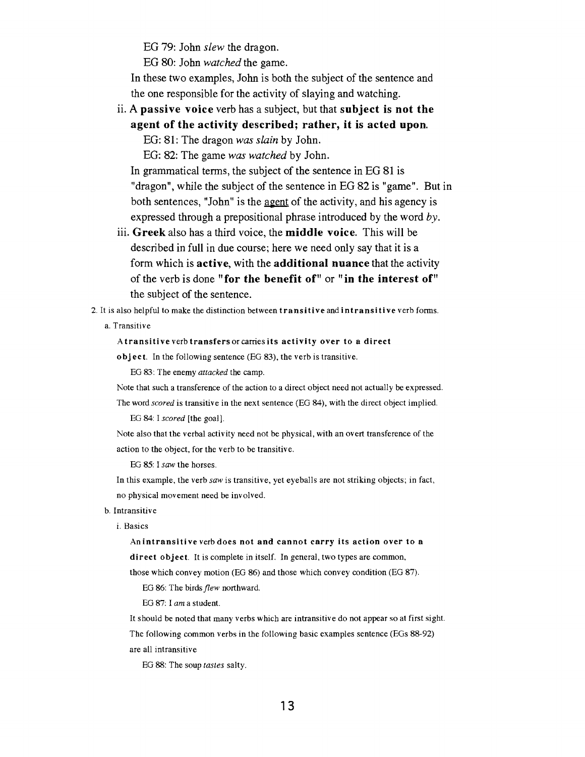EG 79: John *slew* the dragon.

EG 80: John *watched* the game.

In these two examples, John is both the subject of the sentence and the one responsible for the activity of slaying and watching.

ii. A **passive voice** verb has a subject, but that **subject is not the agent of the activity described; rather, it is acted upon.**

EG: 81: The dragon *was slain* by John.

EG: 82: The game *was watched* by John.

In grammatical terms, the subject of the sentence in EG 81 is "dragon", while the subject of the sentence in EG 82 is "game". But in both sentences, "John" is the <u>agent</u> of the activity, and his agency is expressed through a prepositional phrase introduced by the word *by*.

iii. **Greek** also has a third voice, the **middle voice**. This will be described in full in due course; here we need only say that it is a form which is **active**, with the **additional nuance** that the activity of the verb is done **"for the benefit of"** or **"in the interest of"** the subject of the sentence.

2. It is also helpful to make the distinction between **transitive** and **intransitive** verb forms.

a. Transitive

A **transitive** verb **transfers** or carries **its activity over to a direct object**. In the following sentence (EG 83), the verb is transitive.

EG 83: The enemy *attacked* the camp.

Note that such a transference of the action to a direct object need not actually be expressed. The word *scored* is transitive in the next sentence (EG 84), with the direct object implied.

EG 84: I *scored* [the goal].

Note also that the verbal activity need not be physical, with an overt transference of the action to the object, for the verb to be transitive.

EG 85: I *saw* the horses.

In this example, the verb *saw* is transitive, yet eyeballs are not striking objects; in fact, no physical movement need be involved.

b. Intransitive

i. Basics

An **intransitive** verb **does not and cannot carry its action over to a direct object**. It is complete in itself. In general, two types are common, those which convey motion (EG 86) and those which convey condition (EG 87).

EG 86: The birds *flew* northward.

EG 87: I *am* a student.

It should be noted that many verbs which are intransitive do not appear so at first sight. The following common verbs in the following basic examples sentence (EGs 88-92) are all intransitive

EG 88: The soup *tastes* salty.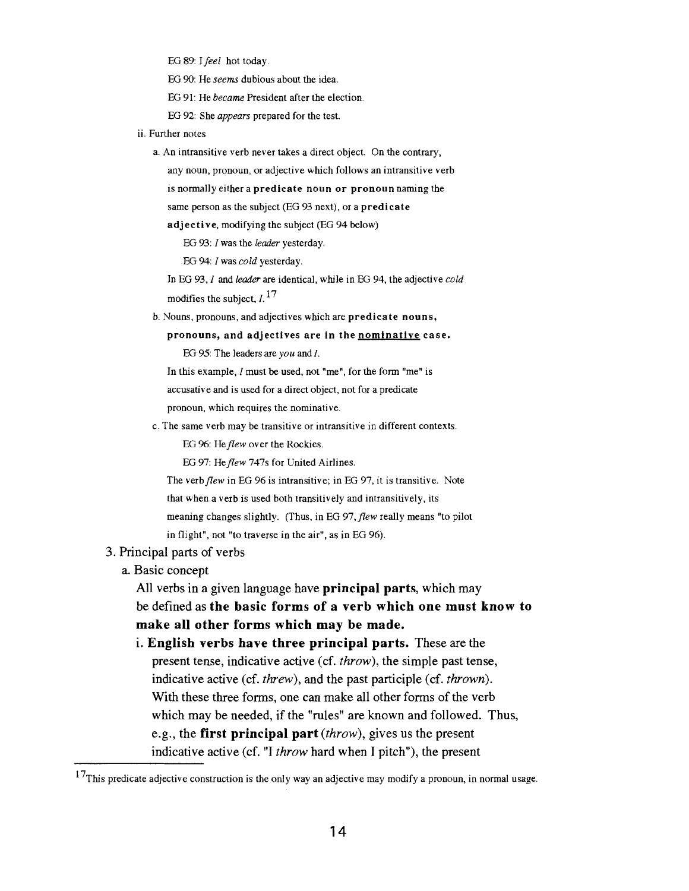EG 89: I *feel* hot today.

EG 90: He *seems* dubious about the idea.

EG 91: He *became* President after the election.

EG 92: She *appears* prepared for the test.

ii. Further notes

a. An intransitive verb never takes a direct object. On the contrary, any noun, pronoun, or adjective which follows an intransitive verb is normally either a **predicate noun or pronoun** naming the same person as the subject (EG 93 next), or a **predicate adjective**, modifying the subject (EG 94 below)

EG 93: *I* was the *leader* yesterday.

EG 94: *I* was *cold* yesterday.

In EG 93, *I* and *leader* are identical, while in EG 94, the adjective *cold* modifies the subject, *I*.[17]

b. Nouns, pronouns, and adjectives which are **predicate nouns, pronouns, and adjectives are in the <u>nominative</u> case.**

EG 95: The leaders are *you* and *I*.

In this example, *I* must be used, not "me", for the form "me" is accusative and is used for a direct object, not for a predicate pronoun, which requires the nominative.

c. The same verb may be transitive or intransitive in different contexts.

EG 96: He *flew* over the Rockies.

EG 97: He *flew* 747s for United Airlines.

The verb *flew* in EG 96 is intransitive; in EG 97, it is transitive. Note that when a verb is used both transitively and intransitively, its meaning changes slightly. (Thus, in EG 97, *flew* really means "to pilot in flight", not "to traverse in the air", as in EG 96).

3. Principal parts of verbs

a. Basic concept

All verbs in a given language have **principal parts**, which may be defined as **the basic forms of a verb which one must know to make all other forms which may be made.**

i. **English verbs have three principal parts.** These are the present tense, indicative active (cf. *throw*), the simple past tense, indicative active (cf. *threw*), and the past participle (cf. *thrown*). With these three forms, one can make all other forms of the verb which may be needed, if the "rules" are known and followed. Thus, e.g., the **first principal part** (*throw*), gives us the present indicative active (cf. "I *throw* hard when I pitch"), the present

[17] This predicate adjective construction is the only way an adjective may modify a pronoun, in normal usage.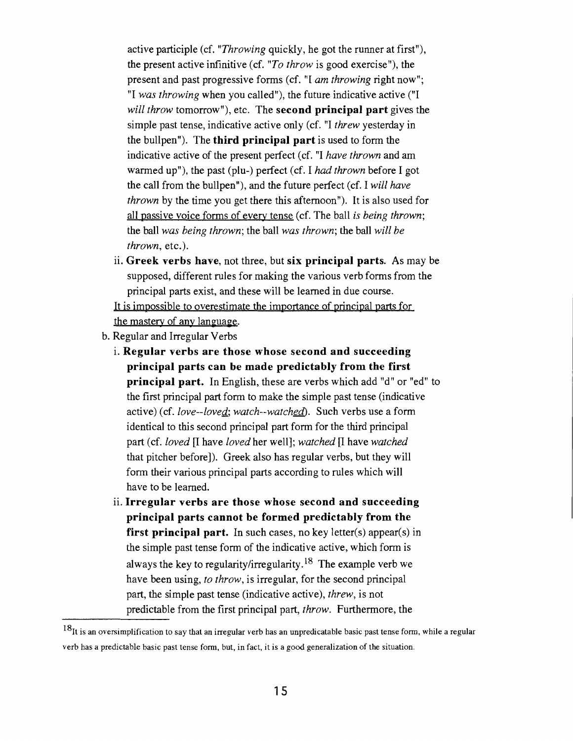active participle (cf. "*Throwing* quickly, he got the runner at first"), the present active infinitive (cf. "*To throw* is good exercise"), the present and past progressive forms (cf. "I *am throwing* right now"; "I *was throwing* when you called"), the future indicative active ("I *will throw* tomorrow"), etc. The **second principal part** gives the simple past tense, indicative active only (cf. "I *threw* yesterday in the bullpen"). The **third principal part** is used to form the indicative active of the present perfect (cf. "I *have thrown* and am warmed up"), the past (plu-) perfect (cf. I *had thrown* before I got the call from the bullpen"), and the future perfect (cf. I *will have thrown* by the time you get there this afternoon"). It is also used for <u>all passive voice forms of every tense</u> (cf. The ball *is being thrown*; the ball *was being thrown*; the ball *was thrown*; the ball *will be thrown*, etc.).

ii. **Greek verbs have**, not three, but **six principal parts.** As may be supposed, different rules for making the various verb forms from the principal parts exist, and these will be learned in due course.

<u>It is impossible to overestimate the importance of principal parts for the mastery of any language.</u>

b. Regular and Irregular Verbs

i. **Regular verbs are those whose second and succeeding principal parts can be made predictably from the first principal part.** In English, these are verbs which add "d" or "ed" to the first principal part form to make the simple past tense (indicative active) (cf. *love--love<u>d</u>; watch--watch<u>ed</u>*). Such verbs use a form identical to this second principal part form for the third principal part (cf. *loved* [I have *loved* her well]; *watched* [I have *watched* that pitcher before]). Greek also has regular verbs, but they will form their various principal parts according to rules which will have to be learned.

ii. **Irregular verbs are those whose second and succeeding principal parts cannot be formed predictably from the first principal part.** In such cases, no key letter(s) appear(s) in the simple past tense form of the indicative active, which form is always the key to regularity/irregularity.[18] The example verb we have been using, *to throw*, is irregular, for the second principal part, the simple past tense (indicative active), *threw*, is not predictable from the first principal part, *throw*. Furthermore, the

---

[18] It is an oversimplification to say that an irregular verb has an unpredicatable basic past tense form, while a regular verb has a predictable basic past tense form, but, in fact, it is a good generalization of the situation.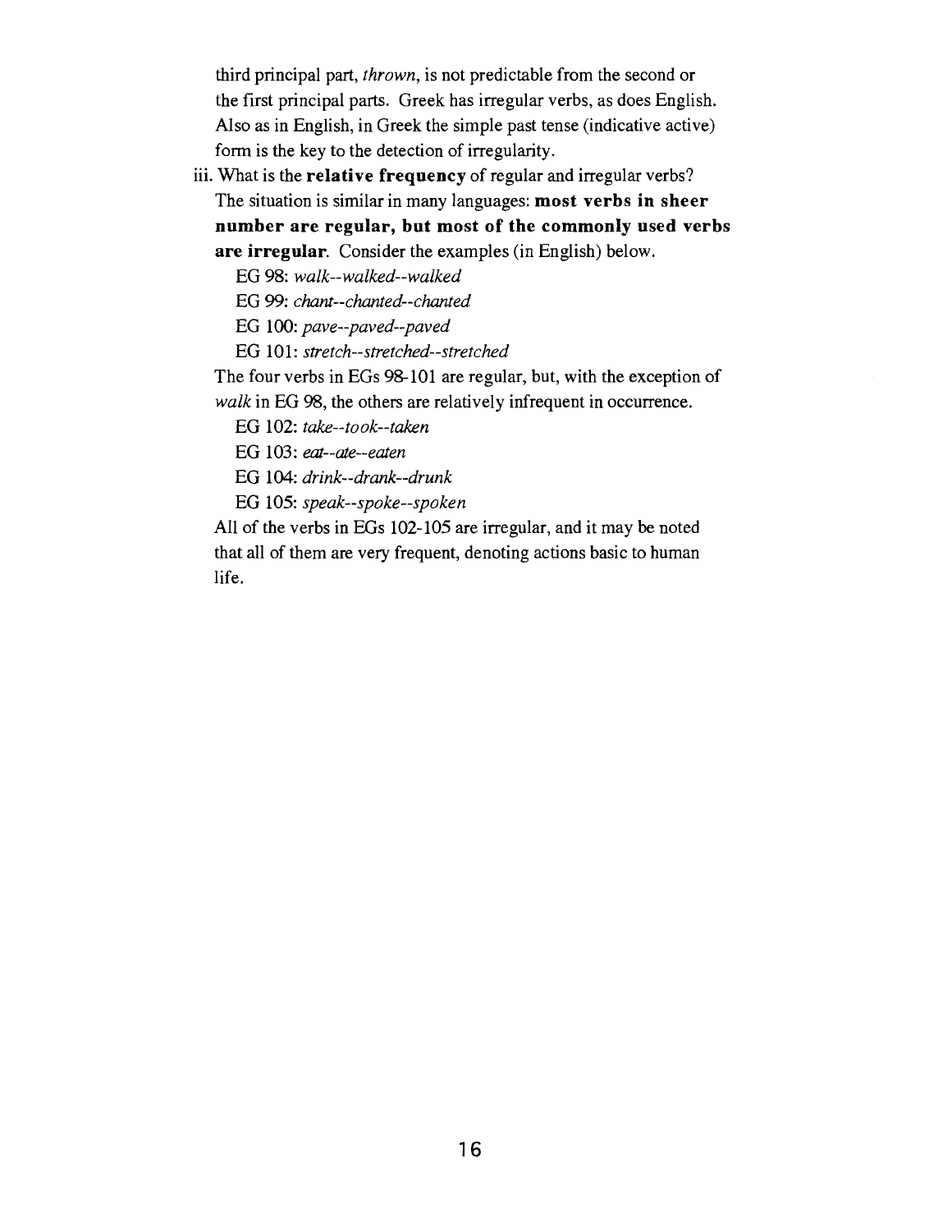third principal part, *thrown*, is not predictable from the second or the first principal parts. Greek has irregular verbs, as does English. Also as in English, in Greek the simple past tense (indicative active) form is the key to the detection of irregularity.

iii. What is the **relative frequency** of regular and irregular verbs? The situation is similar in many languages: **most verbs in sheer number are regular, but most of the commonly used verbs are irregular**. Consider the examples (in English) below.

EG 98: *walk--walked--walked*

EG 99: *chant--chanted--chanted*

EG 100: *pave--paved--paved*

EG 101: *stretch--stretched--stretched*

The four verbs in EGs 98-101 are regular, but, with the exception of *walk* in EG 98, the others are relatively infrequent in occurrence.

EG 102: *take--took--taken*

EG 103: *eat--ate--eaten*

EG 104: *drink--drank--drunk*

EG 105: *speak--spoke--spoken*

All of the verbs in EGs 102-105 are irregular, and it may be noted that all of them are very frequent, denoting actions basic to human life.